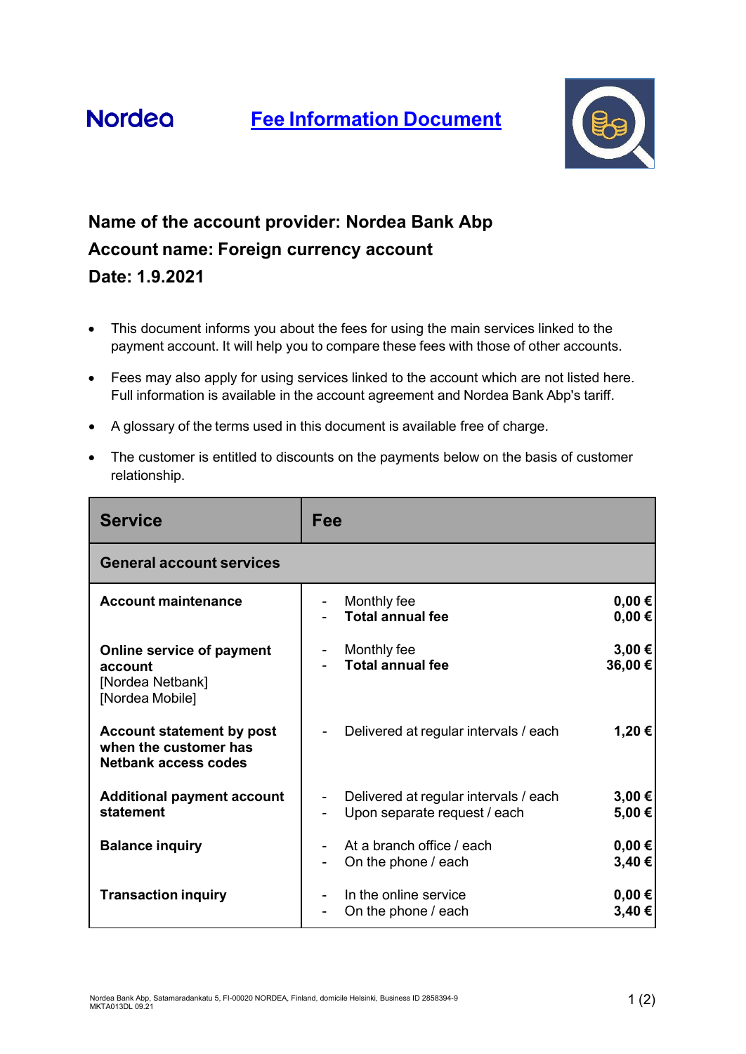Nordea

# Fee Information Document

**Name of the account provider: Nordea Bank Abp**
**Account name: Foreign currency account**
**Date: 1.9.2021**

- This document informs you about the fees for using the main services linked to the payment account. It will help you to compare these fees with those of other accounts.
- Fees may also apply for using services linked to the account which are not listed here. Full information is available in the account agreement and Nordea Bank Abp's tariff.
- A glossary of the terms used in this document is available free of charge.
- The customer is entitled to discounts on the payments below on the basis of customer relationship.

| Service | Fee | |
|---|---|---|
| **General account services** | | |
| **Account maintenance** | - Monthly fee<br>- **Total annual fee** | **0,00 €**<br>**0,00 €** |
| **Online service of payment account**<br>[Nordea Netbank]<br>[Nordea Mobile] | - Monthly fee<br>- **Total annual fee** | **3,00 €**<br>**36,00 €** |
| **Account statement by post when the customer has Netbank access codes** | - Delivered at regular intervals / each | **1,20 €** |
| **Additional payment account statement** | - Delivered at regular intervals / each<br>- Upon separate request / each | **3,00 €**<br>**5,00 €** |
| **Balance inquiry** | - At a branch office / each<br>- On the phone / each | **0,00 €**<br>**3,40 €** |
| **Transaction inquiry** | - In the online service<br>- On the phone / each | **0,00 €**<br>**3,40 €** |

Nordea Bank Abp, Satamaradankatu 5, FI-00020 NORDEA, Finland, domicile Helsinki, Business ID 2858394-9
MKTA013DL 09.21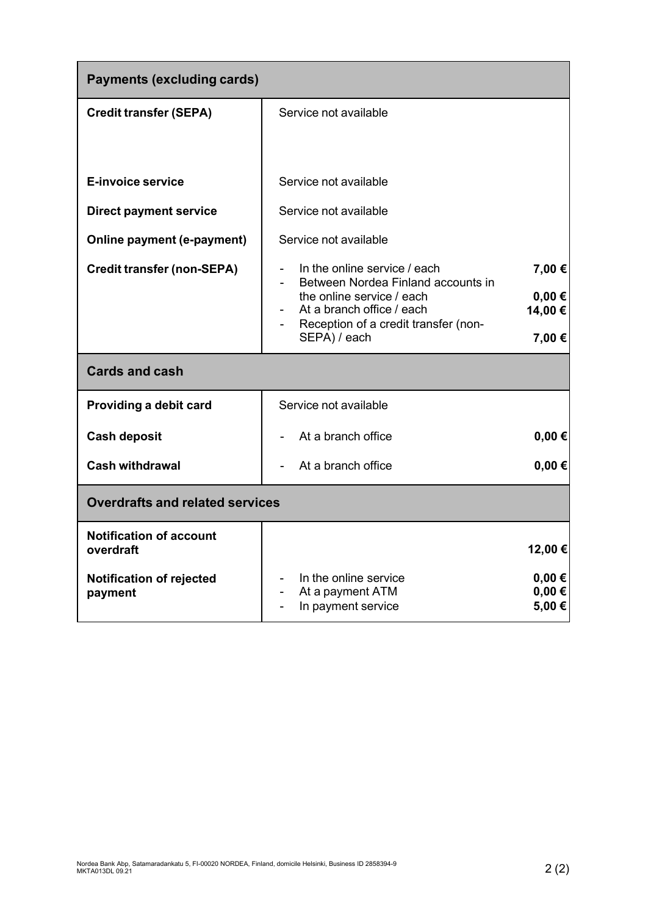| Payments (excluding cards) | | |
|---|---|---|
| **Credit transfer (SEPA)** | Service not available | |
| **E-invoice service** | Service not available | |
| **Direct payment service** | Service not available | |
| **Online payment (e-payment)** | Service not available | |
| **Credit transfer (non-SEPA)** | - In the online service / each | **7,00 €** |
| | - Between Nordea Finland accounts in the online service / each | **0,00 €** |
| | - At a branch office / each | **14,00 €** |
| | - Reception of a credit transfer (non-SEPA) / each | **7,00 €** |

| Cards and cash | | |
|---|---|---|
| **Providing a debit card** | Service not available | |
| **Cash deposit** | - At a branch office | **0,00 €** |
| **Cash withdrawal** | - At a branch office | **0,00 €** |

| Overdrafts and related services | | |
|---|---|---|
| **Notification of account overdraft** | | **12,00 €** |
| **Notification of rejected payment** | - In the online service | **0,00 €** |
| | - At a payment ATM | **0,00 €** |
| | - In payment service | **5,00 €** |

Nordea Bank Abp, Satamaradankatu 5, FI-00020 NORDEA, Finland, domicile Helsinki, Business ID 2858394-9
MKTA013DL 09.21